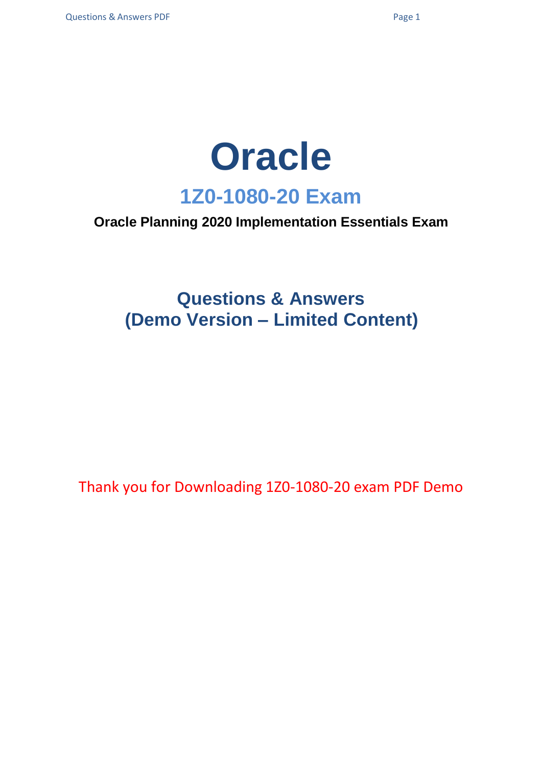# Oracle

## 1Z0-1080-20 Exam

**Oracle Planning 2020 Implementation Essentials Exam**

## Questions & Answers
## (Demo Version – Limited Content)

Thank you for Downloading 1Z0-1080-20 exam PDF Demo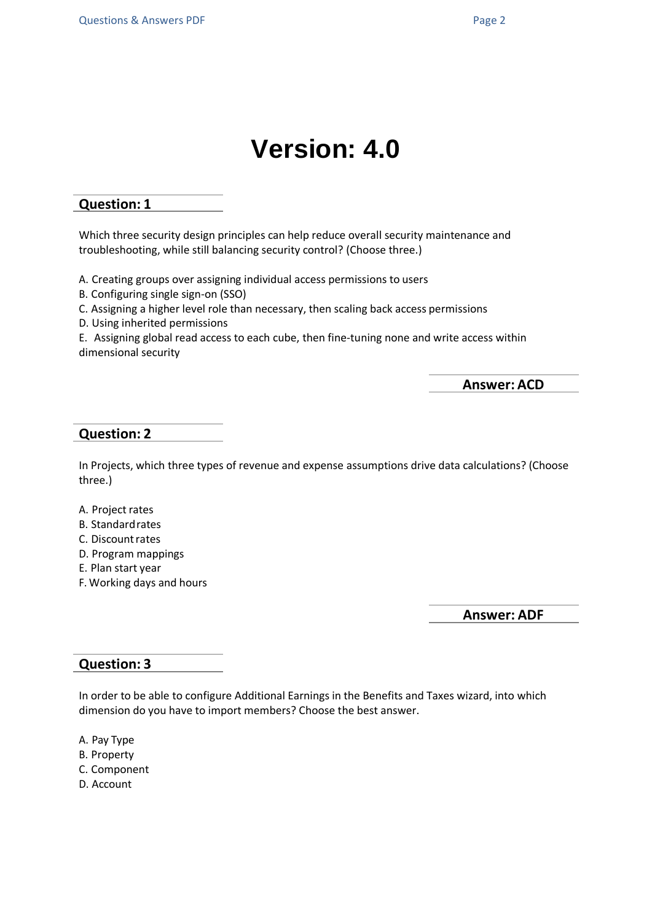# Version: 4.0

## Question: 1

Which three security design principles can help reduce overall security maintenance and troubleshooting, while still balancing security control? (Choose three.)

A. Creating groups over assigning individual access permissions to users
B. Configuring single sign-on (SSO)
C. Assigning a higher level role than necessary, then scaling back access permissions
D. Using inherited permissions
E. Assigning global read access to each cube, then fine-tuning none and write access within dimensional security

**Answer: ACD**

## Question: 2

In Projects, which three types of revenue and expense assumptions drive data calculations? (Choose three.)

A. Project rates
B. Standard rates
C. Discount rates
D. Program mappings
E. Plan start year
F. Working days and hours

**Answer: ADF**

## Question: 3

In order to be able to configure Additional Earnings in the Benefits and Taxes wizard, into which dimension do you have to import members? Choose the best answer.

A. Pay Type
B. Property
C. Component
D. Account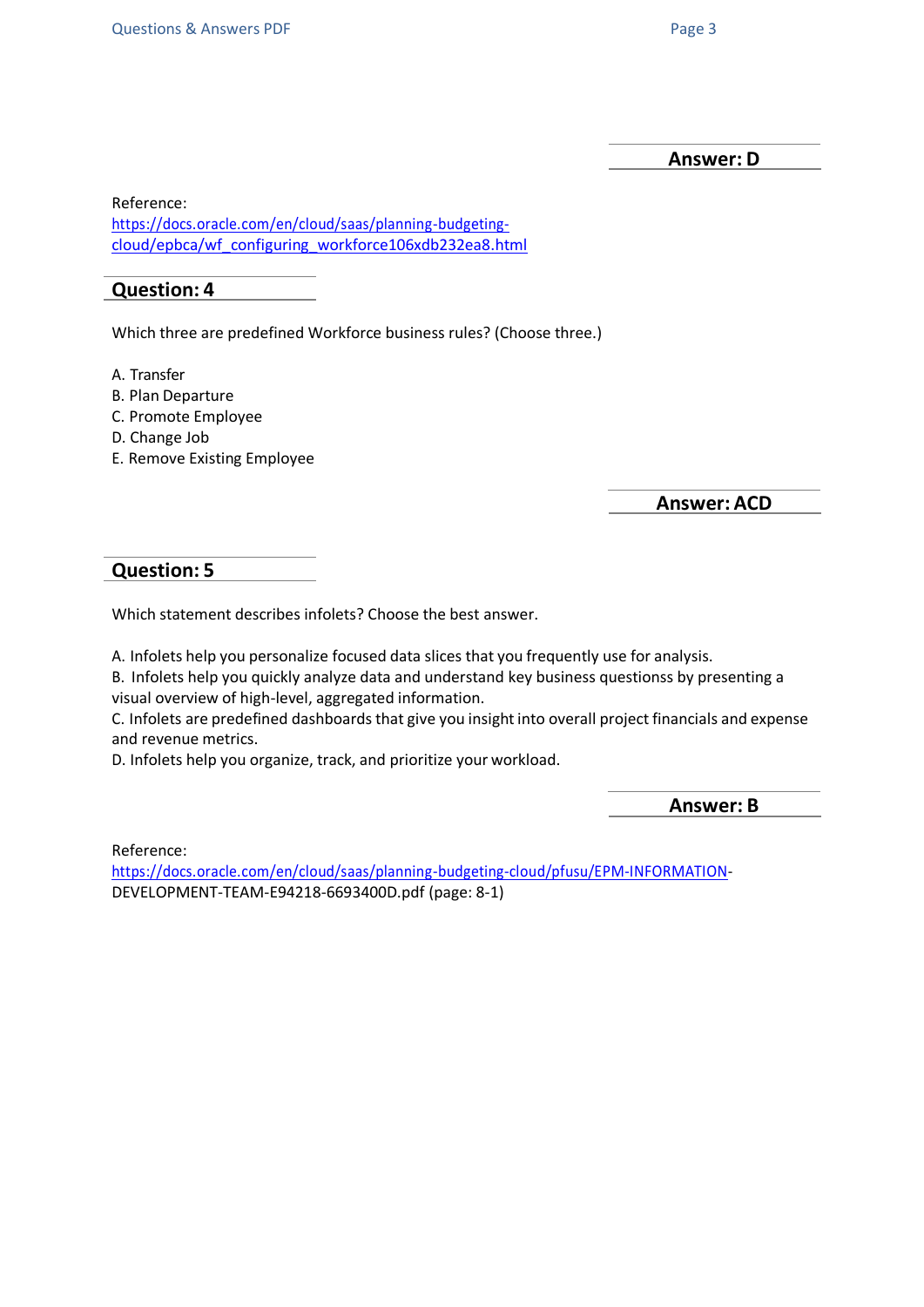**Answer: D**

Reference:
[https://docs.oracle.com/en/cloud/saas/planning-budgeting-cloud/epbca/wf_configuring_workforce106xdb232ea8.html](https://docs.oracle.com/en/cloud/saas/planning-budgeting-cloud/epbca/wf_configuring_workforce106xdb232ea8.html)

## Question: 4

Which three are predefined Workforce business rules? (Choose three.)

A. Transfer
B. Plan Departure
C. Promote Employee
D. Change Job
E. Remove Existing Employee

**Answer: ACD**

## Question: 5

Which statement describes infolets? Choose the best answer.

A. Infolets help you personalize focused data slices that you frequently use for analysis.
B. Infolets help you quickly analyze data and understand key business questionss by presenting a visual overview of high-level, aggregated information.
C. Infolets are predefined dashboards that give you insight into overall project financials and expense and revenue metrics.
D. Infolets help you organize, track, and prioritize your workload.

**Answer: B**

Reference:
[https://docs.oracle.com/en/cloud/saas/planning-budgeting-cloud/pfusu/EPM-INFORMATION](https://docs.oracle.com/en/cloud/saas/planning-budgeting-cloud/pfusu/EPM-INFORMATION)-DEVELOPMENT-TEAM-E94218-6693400D.pdf (page: 8-1)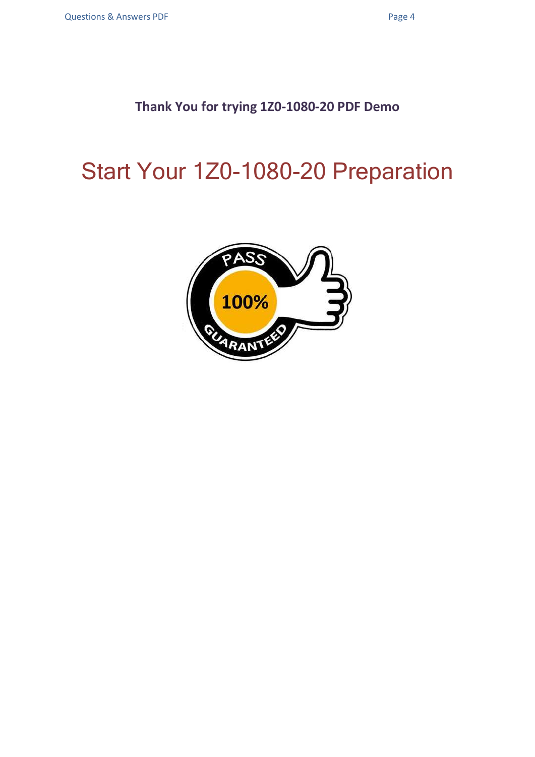**Thank You for trying 1Z0-1080-20 PDF Demo**

# Start Your 1Z0-1080-20 Preparation